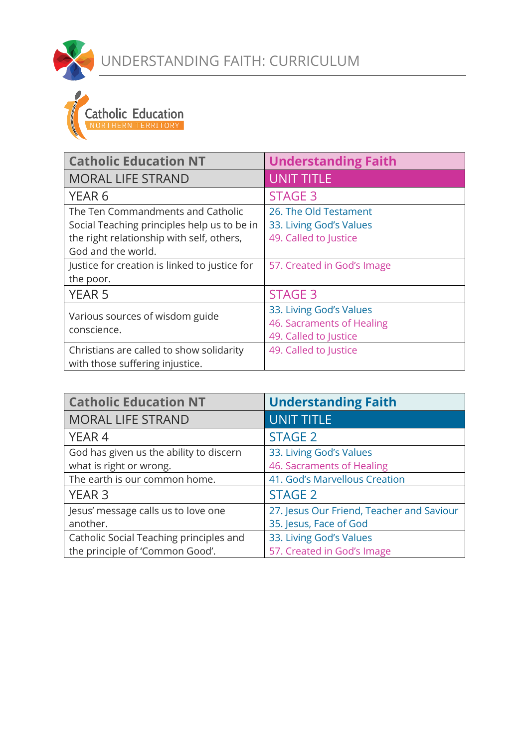# UNDERSTANDING FAITH: CURRICULUM

Catholic Education
NORTHERN TERRITORY

| Catholic Education NT | Understanding Faith |
|---|---|
| MORAL LIFE STRAND | UNIT TITLE |
| YEAR 6 | STAGE 3 |
| The Ten Commandments and Catholic Social Teaching principles help us to be in the right relationship with self, others, God and the world. | 26. The Old Testament<br>33. Living God's Values<br>49. Called to Justice |
| Justice for creation is linked to justice for the poor. | 57. Created in God's Image |
| YEAR 5 | STAGE 3 |
| Various sources of wisdom guide conscience. | 33. Living God's Values<br>46. Sacraments of Healing<br>49. Called to Justice |
| Christians are called to show solidarity with those suffering injustice. | 49. Called to Justice |

| Catholic Education NT | Understanding Faith |
|---|---|
| MORAL LIFE STRAND | UNIT TITLE |
| YEAR 4 | STAGE 2 |
| God has given us the ability to discern what is right or wrong. | 33. Living God's Values<br>46. Sacraments of Healing |
| The earth is our common home. | 41. God's Marvellous Creation |
| YEAR 3 | STAGE 2 |
| Jesus' message calls us to love one another. | 27. Jesus Our Friend, Teacher and Saviour<br>35. Jesus, Face of God |
| Catholic Social Teaching principles and the principle of 'Common Good'. | 33. Living God's Values<br>57. Created in God's Image |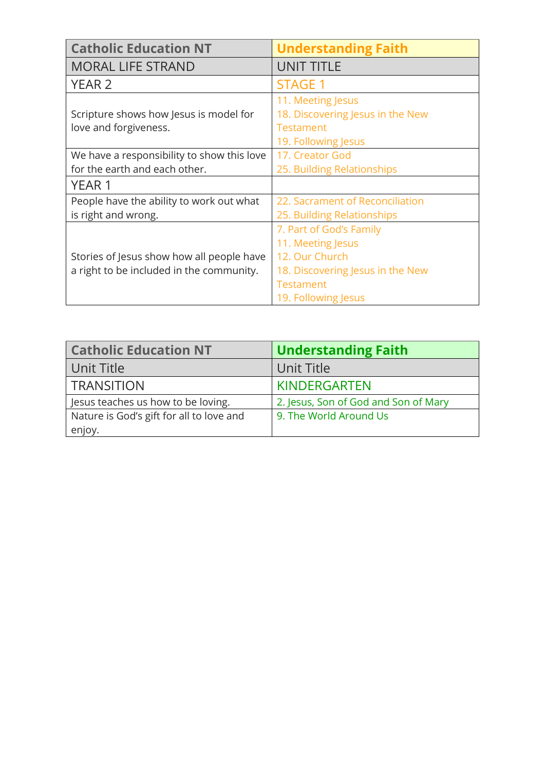| Catholic Education NT | Understanding Faith |
|---|---|
| MORAL LIFE STRAND | UNIT TITLE |
| YEAR 2 | STAGE 1 |
| Scripture shows how Jesus is model for love and forgiveness. | 11. Meeting Jesus<br>18. Discovering Jesus in the New Testament<br>19. Following Jesus |
| We have a responsibility to show this love for the earth and each other. | 17. Creator God<br>25. Building Relationships |
| YEAR 1 | |
| People have the ability to work out what is right and wrong. | 22. Sacrament of Reconciliation<br>25. Building Relationships |
| Stories of Jesus show how all people have a right to be included in the community. | 7. Part of God's Family<br>11. Meeting Jesus<br>12. Our Church<br>18. Discovering Jesus in the New Testament<br>19. Following Jesus |

| Catholic Education NT | Understanding Faith |
|---|---|
| Unit Title | Unit Title |
| TRANSITION | KINDERGARTEN |
| Jesus teaches us how to be loving. | 2. Jesus, Son of God and Son of Mary |
| Nature is God's gift for all to love and enjoy. | 9. The World Around Us |